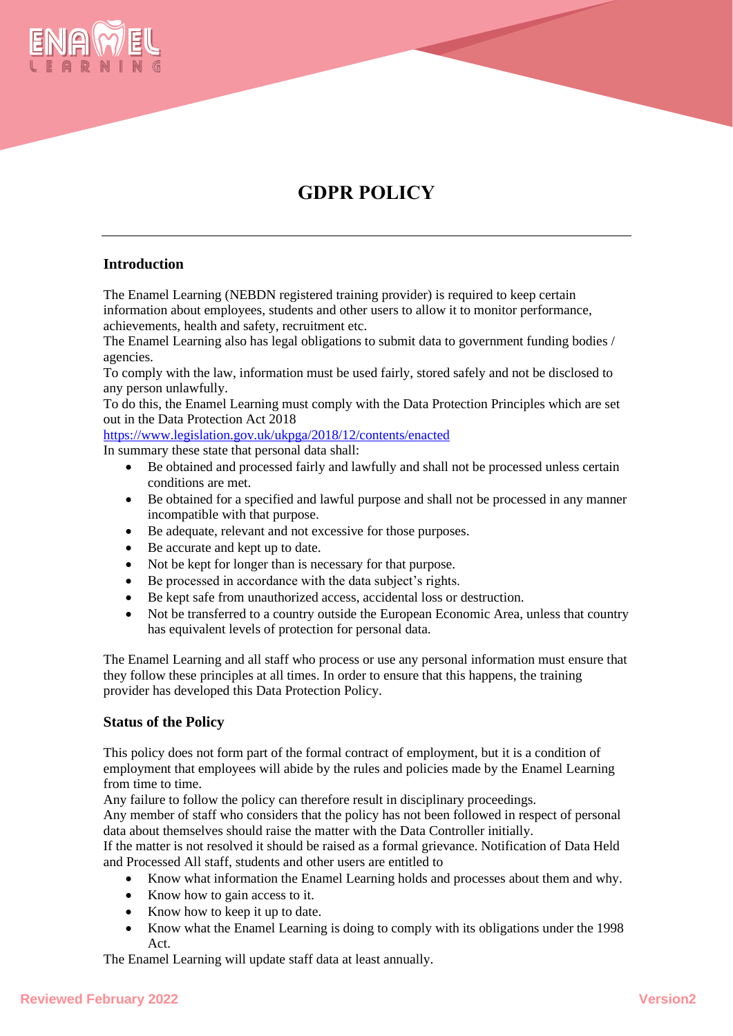# GDPR POLICY

---

## Introduction

The Enamel Learning (NEBDN registered training provider) is required to keep certain information about employees, students and other users to allow it to monitor performance, achievements, health and safety, recruitment etc.
The Enamel Learning also has legal obligations to submit data to government funding bodies / agencies.
To comply with the law, information must be used fairly, stored safely and not be disclosed to any person unlawfully.
To do this, the Enamel Learning must comply with the Data Protection Principles which are set out in the Data Protection Act 2018
https://www.legislation.gov.uk/ukpga/2018/12/contents/enacted
In summary these state that personal data shall:

- Be obtained and processed fairly and lawfully and shall not be processed unless certain conditions are met.
- Be obtained for a specified and lawful purpose and shall not be processed in any manner incompatible with that purpose.
- Be adequate, relevant and not excessive for those purposes.
- Be accurate and kept up to date.
- Not be kept for longer than is necessary for that purpose.
- Be processed in accordance with the data subject's rights.
- Be kept safe from unauthorized access, accidental loss or destruction.
- Not be transferred to a country outside the European Economic Area, unless that country has equivalent levels of protection for personal data.

The Enamel Learning and all staff who process or use any personal information must ensure that they follow these principles at all times. In order to ensure that this happens, the training provider has developed this Data Protection Policy.

## Status of the Policy

This policy does not form part of the formal contract of employment, but it is a condition of employment that employees will abide by the rules and policies made by the Enamel Learning from time to time.
Any failure to follow the policy can therefore result in disciplinary proceedings.
Any member of staff who considers that the policy has not been followed in respect of personal data about themselves should raise the matter with the Data Controller initially.
If the matter is not resolved it should be raised as a formal grievance. Notification of Data Held and Processed All staff, students and other users are entitled to

- Know what information the Enamel Learning holds and processes about them and why.
- Know how to gain access to it.
- Know how to keep it up to date.
- Know what the Enamel Learning is doing to comply with its obligations under the 1998 Act.

The Enamel Learning will update staff data at least annually.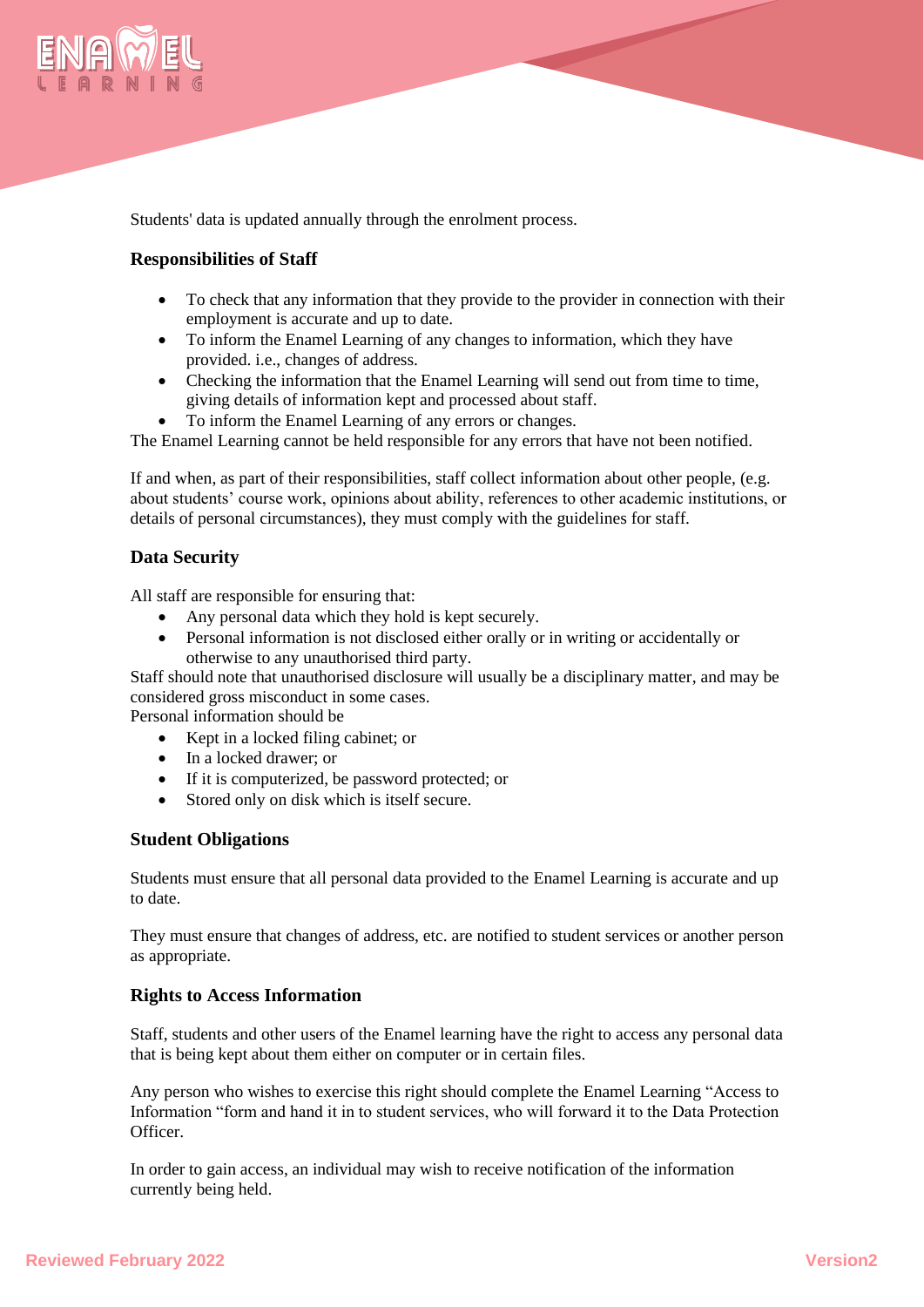Students' data is updated annually through the enrolment process.

### Responsibilities of Staff

- To check that any information that they provide to the provider in connection with their employment is accurate and up to date.
- To inform the Enamel Learning of any changes to information, which they have provided. i.e., changes of address.
- Checking the information that the Enamel Learning will send out from time to time, giving details of information kept and processed about staff.
- To inform the Enamel Learning of any errors or changes.

The Enamel Learning cannot be held responsible for any errors that have not been notified.

If and when, as part of their responsibilities, staff collect information about other people, (e.g. about students' course work, opinions about ability, references to other academic institutions, or details of personal circumstances), they must comply with the guidelines for staff.

### Data Security

All staff are responsible for ensuring that:

- Any personal data which they hold is kept securely.
- Personal information is not disclosed either orally or in writing or accidentally or otherwise to any unauthorised third party.

Staff should note that unauthorised disclosure will usually be a disciplinary matter, and may be considered gross misconduct in some cases.

Personal information should be

- Kept in a locked filing cabinet; or
- In a locked drawer; or
- If it is computerized, be password protected; or
- Stored only on disk which is itself secure.

### Student Obligations

Students must ensure that all personal data provided to the Enamel Learning is accurate and up to date.

They must ensure that changes of address, etc. are notified to student services or another person as appropriate.

### Rights to Access Information

Staff, students and other users of the Enamel learning have the right to access any personal data that is being kept about them either on computer or in certain files.

Any person who wishes to exercise this right should complete the Enamel Learning "Access to Information "form and hand it in to student services, who will forward it to the Data Protection Officer.

In order to gain access, an individual may wish to receive notification of the information currently being held.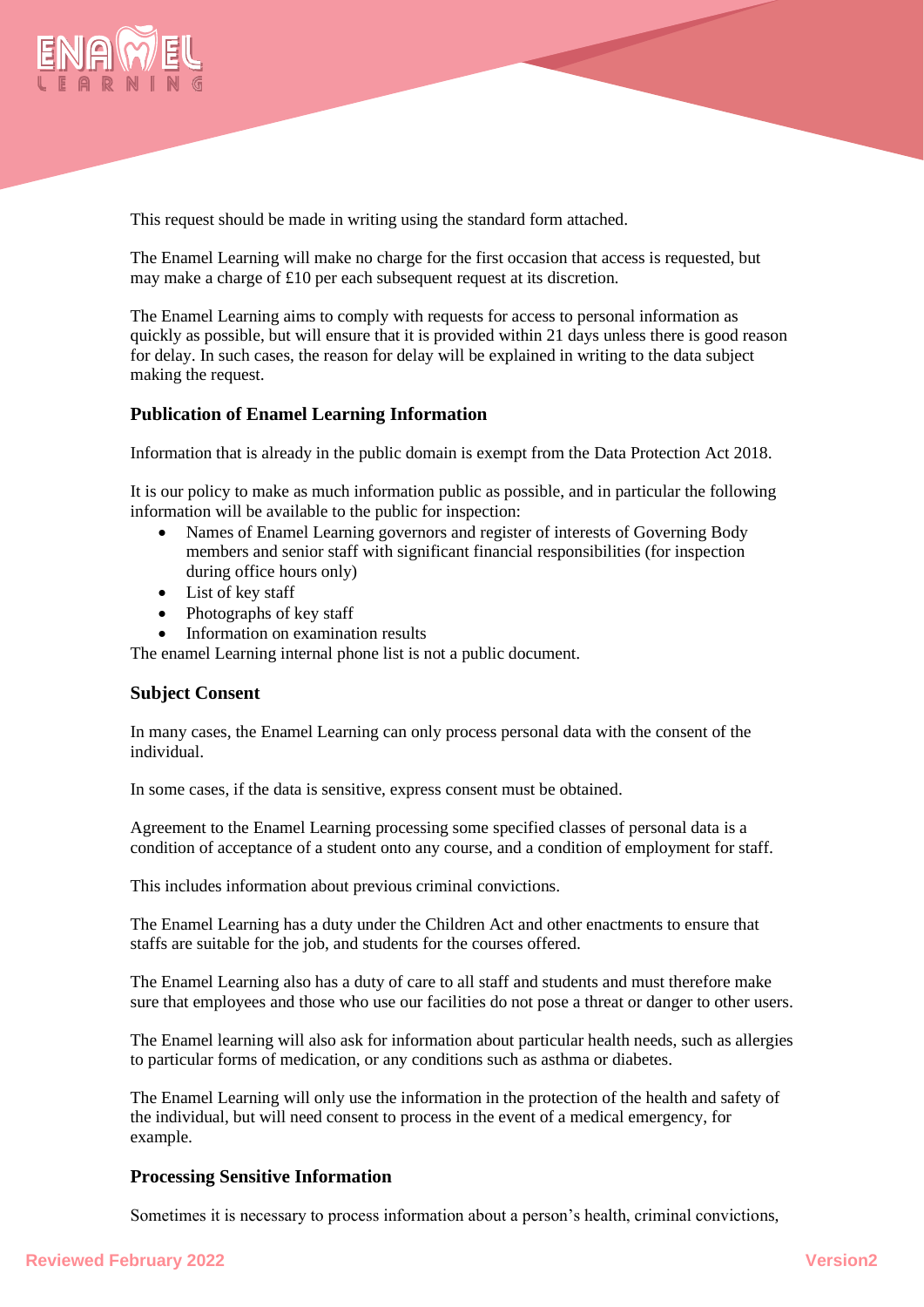This request should be made in writing using the standard form attached.

The Enamel Learning will make no charge for the first occasion that access is requested, but may make a charge of £10 per each subsequent request at its discretion.

The Enamel Learning aims to comply with requests for access to personal information as quickly as possible, but will ensure that it is provided within 21 days unless there is good reason for delay. In such cases, the reason for delay will be explained in writing to the data subject making the request.

### Publication of Enamel Learning Information

Information that is already in the public domain is exempt from the Data Protection Act 2018.

It is our policy to make as much information public as possible, and in particular the following information will be available to the public for inspection:

- Names of Enamel Learning governors and register of interests of Governing Body members and senior staff with significant financial responsibilities (for inspection during office hours only)
- List of key staff
- Photographs of key staff
- Information on examination results

The enamel Learning internal phone list is not a public document.

### Subject Consent

In many cases, the Enamel Learning can only process personal data with the consent of the individual.

In some cases, if the data is sensitive, express consent must be obtained.

Agreement to the Enamel Learning processing some specified classes of personal data is a condition of acceptance of a student onto any course, and a condition of employment for staff.

This includes information about previous criminal convictions.

The Enamel Learning has a duty under the Children Act and other enactments to ensure that staffs are suitable for the job, and students for the courses offered.

The Enamel Learning also has a duty of care to all staff and students and must therefore make sure that employees and those who use our facilities do not pose a threat or danger to other users.

The Enamel learning will also ask for information about particular health needs, such as allergies to particular forms of medication, or any conditions such as asthma or diabetes.

The Enamel Learning will only use the information in the protection of the health and safety of the individual, but will need consent to process in the event of a medical emergency, for example.

### Processing Sensitive Information

Sometimes it is necessary to process information about a person's health, criminal convictions,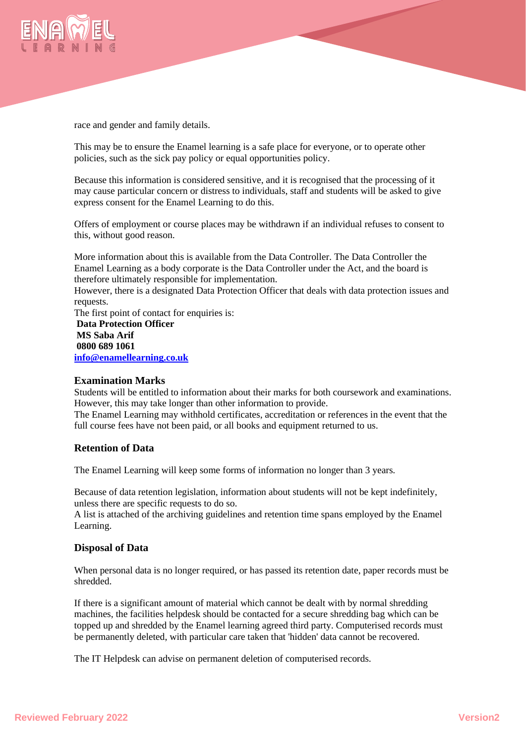race and gender and family details.

This may be to ensure the Enamel learning is a safe place for everyone, or to operate other policies, such as the sick pay policy or equal opportunities policy.

Because this information is considered sensitive, and it is recognised that the processing of it may cause particular concern or distress to individuals, staff and students will be asked to give express consent for the Enamel Learning to do this.

Offers of employment or course places may be withdrawn if an individual refuses to consent to this, without good reason.

More information about this is available from the Data Controller. The Data Controller the Enamel Learning as a body corporate is the Data Controller under the Act, and the board is therefore ultimately responsible for implementation.
However, there is a designated Data Protection Officer that deals with data protection issues and requests.
The first point of contact for enquiries is:
**Data Protection Officer**
**MS Saba Arif**
**0800 689 1061**
**info@enamellearning.co.uk**

### Examination Marks

Students will be entitled to information about their marks for both coursework and examinations. However, this may take longer than other information to provide.
The Enamel Learning may withhold certificates, accreditation or references in the event that the full course fees have not been paid, or all books and equipment returned to us.

### Retention of Data

The Enamel Learning will keep some forms of information no longer than 3 years.

Because of data retention legislation, information about students will not be kept indefinitely, unless there are specific requests to do so.
A list is attached of the archiving guidelines and retention time spans employed by the Enamel Learning.

### Disposal of Data

When personal data is no longer required, or has passed its retention date, paper records must be shredded.

If there is a significant amount of material which cannot be dealt with by normal shredding machines, the facilities helpdesk should be contacted for a secure shredding bag which can be topped up and shredded by the Enamel learning agreed third party. Computerised records must be permanently deleted, with particular care taken that 'hidden' data cannot be recovered.

The IT Helpdesk can advise on permanent deletion of computerised records.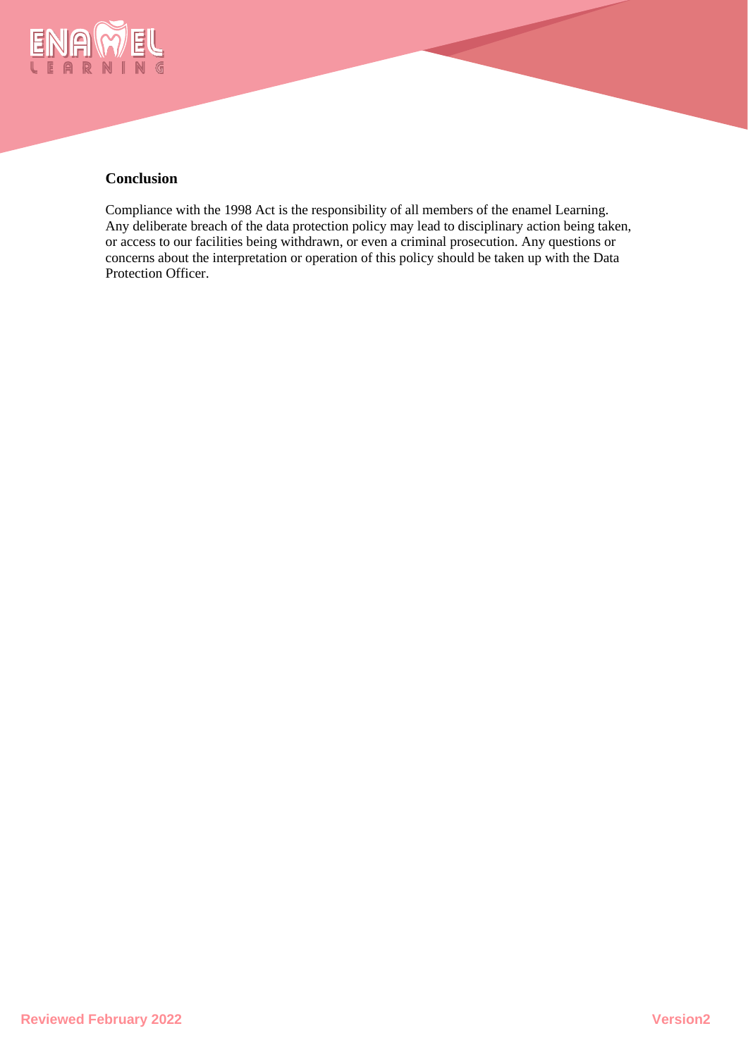## Conclusion

Compliance with the 1998 Act is the responsibility of all members of the enamel Learning. Any deliberate breach of the data protection policy may lead to disciplinary action being taken, or access to our facilities being withdrawn, or even a criminal prosecution. Any questions or concerns about the interpretation or operation of this policy should be taken up with the Data Protection Officer.